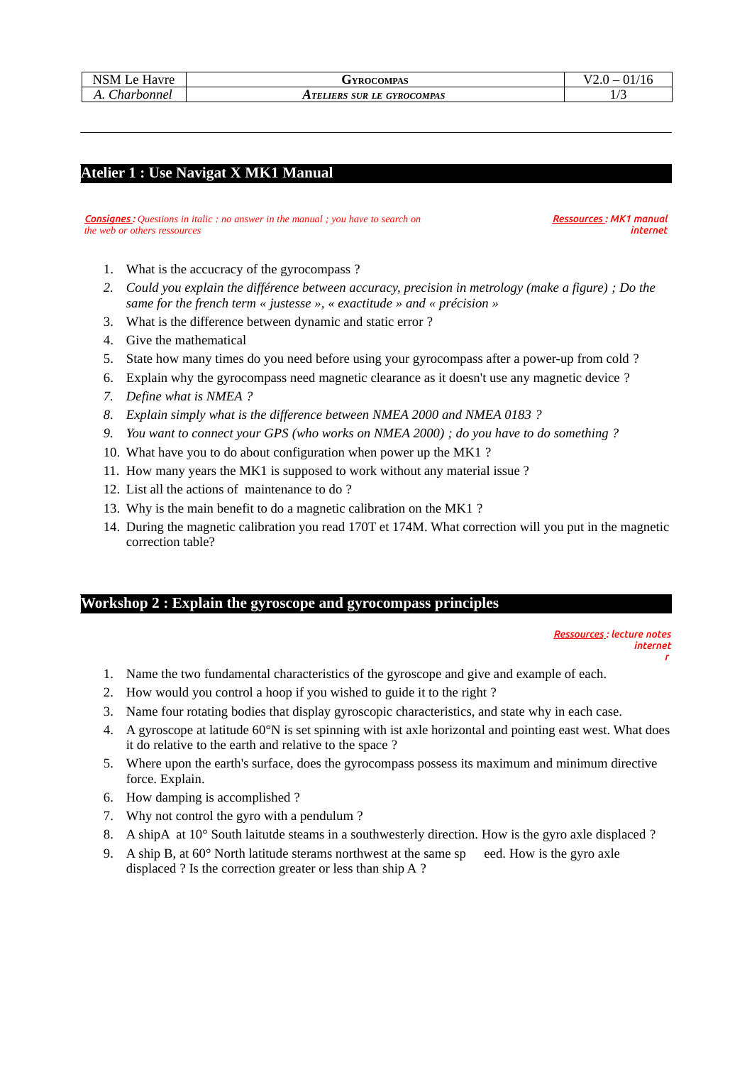## Atelier 1 : Use Navigat X MK1 Manual

***Consignes :*** *Questions in italic : no answer in the manual ; you have to search on the web or others ressources*

***Ressources :*** ***MK1 manual internet***

1. What is the accucracy of the gyrocompass ?
2. *Could you explain the différence between accuracy, precision in metrology (make a figure) ; Do the same for the french term « justesse », « exactitude » and « précision »*
3. What is the difference between dynamic and static error ?
4. Give the mathematical
5. State how many times do you need before using your gyrocompass after a power-up from cold ?
6. Explain why the gyrocompass need magnetic clearance as it doesn't use any magnetic device ?
7. *Define what is NMEA ?*
8. *Explain simply what is the difference between NMEA 2000 and NMEA 0183 ?*
9. *You want to connect your GPS (who works on NMEA 2000) ; do you have to do something ?*
10. What have you to do about configuration when power up the MK1 ?
11. How many years the MK1 is supposed to work without any material issue ?
12. List all the actions of maintenance to do ?
13. Why is the main benefit to do a magnetic calibration on the MK1 ?
14. During the magnetic calibration you read 170T et 174M. What correction will you put in the magnetic correction table?

## Workshop 2 : Explain the gyroscope and gyrocompass principles

***Ressources :*** ***lecture notes internet r***

1. Name the two fundamental characteristics of the gyroscope and give and example of each.
2. How would you control a hoop if you wished to guide it to the right ?
3. Name four rotating bodies that display gyroscopic characteristics, and state why in each case.
4. A gyroscope at latitude 60°N is set spinning with ist axle horizontal and pointing east west. What does it do relative to the earth and relative to the space ?
5. Where upon the earth's surface, does the gyrocompass possess its maximum and minimum directive force. Explain.
6. How damping is accomplished ?
7. Why not control the gyro with a pendulum ?
8. A shipA at 10° South laitutde steams in a southwesterly direction. How is the gyro axle displaced ?
9. A ship B, at 60° North latitude sterams northwest at the same sp eed. How is the gyro axle displaced ? Is the correction greater or less than ship A ?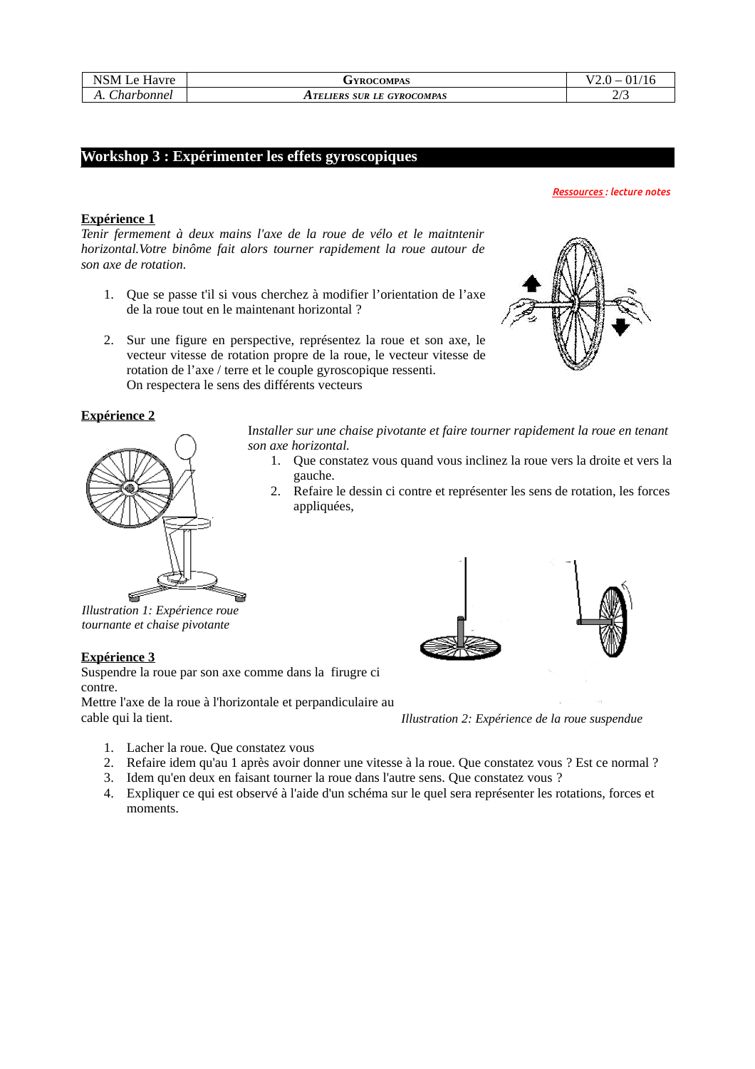## Workshop 3 : Expérimenter les effets gyroscopiques

*Ressources : lecture notes*

**Expérience 1**

*Tenir fermement à deux mains l'axe de la roue de vélo et le maitntenir horizontal.Votre binôme fait alors tourner rapidement la roue autour de son axe de rotation.*

1. Que se passe t'il si vous cherchez à modifier l'orientation de l'axe de la roue tout en le maintenant horizontal ?
2. Sur une figure en perspective, représentez la roue et son axe, le vecteur vitesse de rotation propre de la roue, le vecteur vitesse de rotation de l'axe / terre et le couple gyroscopique ressenti.
   On respectera le sens des différents vecteurs

**Expérience 2**

*Installer sur une chaise pivotante et faire tourner rapidement la roue en tenant son axe horizontal.*

1. Que constatez vous quand vous inclinez la roue vers la droite et vers la gauche.
2. Refaire le dessin ci contre et représenter les sens de rotation, les forces appliquées,

*Illustration 1: Expérience roue tournante et chaise pivotante*

**Expérience 3**

Suspendre la roue par son axe comme dans la firugre ci contre.
Mettre l'axe de la roue à l'horizontale et perpandiculaire au cable qui la tient.

*Illustration 2: Expérience de la roue suspendue*

1. Lacher la roue. Que constatez vous
2. Refaire idem qu'au 1 après avoir donner une vitesse à la roue. Que constatez vous ? Est ce normal ?
3. Idem qu'en deux en faisant tourner la roue dans l'autre sens. Que constatez vous ?
4. Expliquer ce qui est observé à l'aide d'un schéma sur le quel sera représenter les rotations, forces et moments.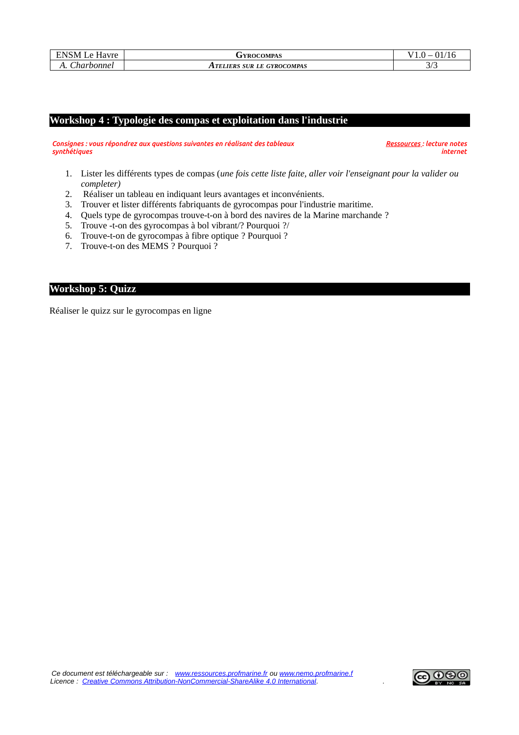## Workshop 4 : Typologie des compas et exploitation dans l'industrie

*Consignes : vous répondrez aux questions suivantes en réalisant des tableaux synthétiques*

*Ressources : lecture notes internet*

1. Lister les différents types de compas (*une fois cette liste faite, aller voir l'enseignant pour la valider ou completer)*
2. Réaliser un tableau en indiquant leurs avantages et inconvénients.
3. Trouver et lister différents fabriquants de gyrocompas pour l'industrie maritime.
4. Quels type de gyrocompas trouve-t-on à bord des navires de la Marine marchande ?
5. Trouve -t-on des gyrocompas à bol vibrant/? Pourquoi ?/
6. Trouve-t-on de gyrocompas à fibre optique ? Pourquoi ?
7. Trouve-t-on des MEMS ? Pourquoi ?

## Workshop 5: Quizz

Réaliser le quizz sur le gyrocompas en ligne

*Ce document est téléchargeable sur : www.ressources.profmarine.fr ou www.nemo.profmarine.f*
*Licence : Creative Commons Attribution-NonCommercial-ShareAlike 4.0 International.*